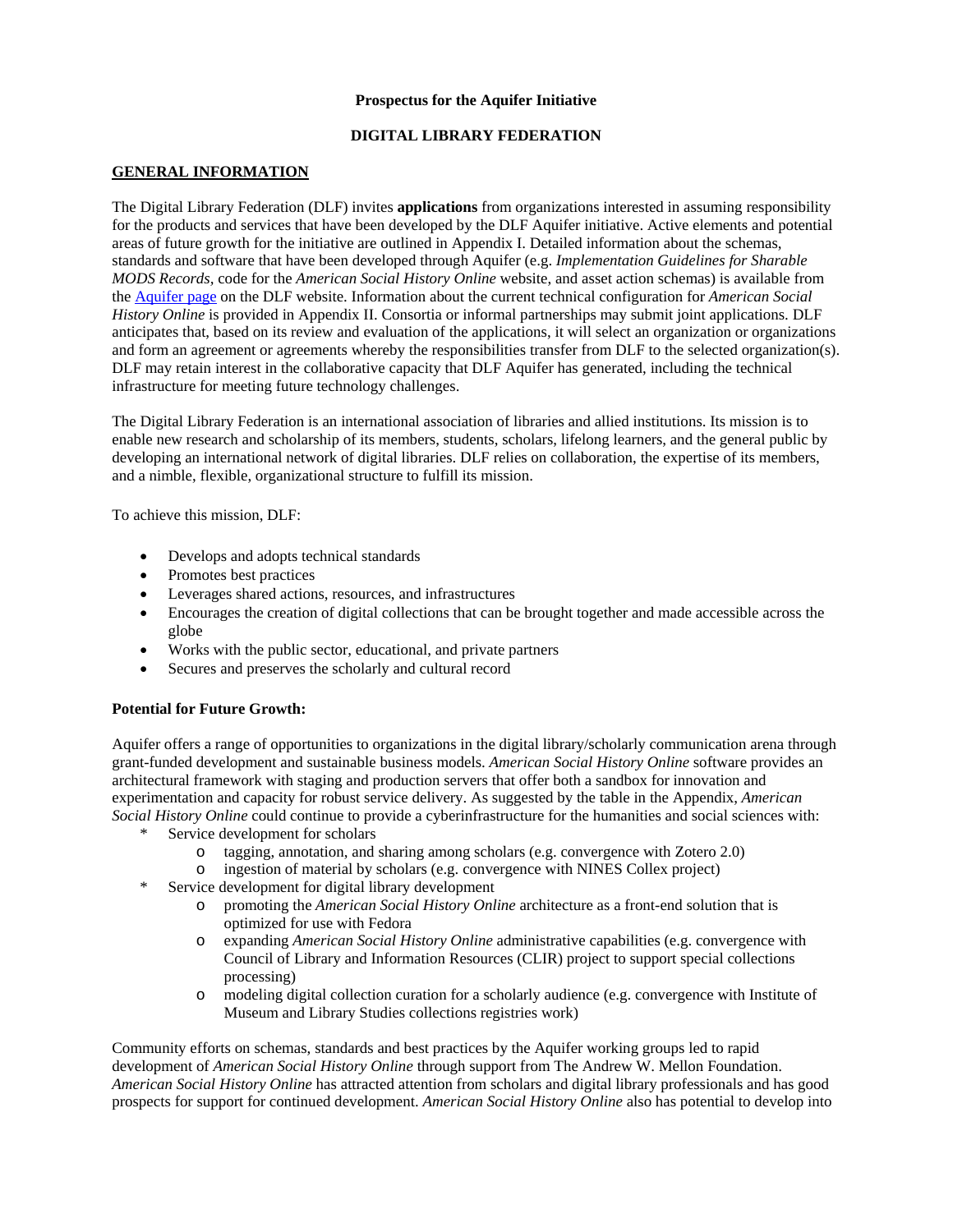**Prospectus for the Aquifer Initiative**

**DIGITAL LIBRARY FEDERATION**

## GENERAL INFORMATION

The Digital Library Federation (DLF) invites **applications** from organizations interested in assuming responsibility for the products and services that have been developed by the DLF Aquifer initiative. Active elements and potential areas of future growth for the initiative are outlined in Appendix I. Detailed information about the schemas, standards and software that have been developed through Aquifer (e.g. *Implementation Guidelines for Sharable MODS Records,* code for the *American Social History Online* website, and asset action schemas) is available from the Aquifer page on the DLF website. Information about the current technical configuration for *American Social History Online* is provided in Appendix II. Consortia or informal partnerships may submit joint applications. DLF anticipates that, based on its review and evaluation of the applications, it will select an organization or organizations and form an agreement or agreements whereby the responsibilities transfer from DLF to the selected organization(s). DLF may retain interest in the collaborative capacity that DLF Aquifer has generated, including the technical infrastructure for meeting future technology challenges.

The Digital Library Federation is an international association of libraries and allied institutions. Its mission is to enable new research and scholarship of its members, students, scholars, lifelong learners, and the general public by developing an international network of digital libraries. DLF relies on collaboration, the expertise of its members, and a nimble, flexible, organizational structure to fulfill its mission.

To achieve this mission, DLF:

- Develops and adopts technical standards
- Promotes best practices
- Leverages shared actions, resources, and infrastructures
- Encourages the creation of digital collections that can be brought together and made accessible across the globe
- Works with the public sector, educational, and private partners
- Secures and preserves the scholarly and cultural record

**Potential for Future Growth:**

Aquifer offers a range of opportunities to organizations in the digital library/scholarly communication arena through grant-funded development and sustainable business models. *American Social History Online* software provides an architectural framework with staging and production servers that offer both a sandbox for innovation and experimentation and capacity for robust service delivery. As suggested by the table in the Appendix, *American Social History Online* could continue to provide a cyberinfrastructure for the humanities and social sciences with:

- Service development for scholars
    - tagging, annotation, and sharing among scholars (e.g. convergence with Zotero 2.0)
    - ingestion of material by scholars (e.g. convergence with NINES Collex project)
- Service development for digital library development
    - promoting the *American Social History Online* architecture as a front-end solution that is optimized for use with Fedora
    - expanding *American Social History Online* administrative capabilities (e.g. convergence with Council of Library and Information Resources (CLIR) project to support special collections processing)
    - modeling digital collection curation for a scholarly audience (e.g. convergence with Institute of Museum and Library Studies collections registries work)

Community efforts on schemas, standards and best practices by the Aquifer working groups led to rapid development of *American Social History Online* through support from The Andrew W. Mellon Foundation. *American Social History Online* has attracted attention from scholars and digital library professionals and has good prospects for support for continued development. *American Social History Online* also has potential to develop into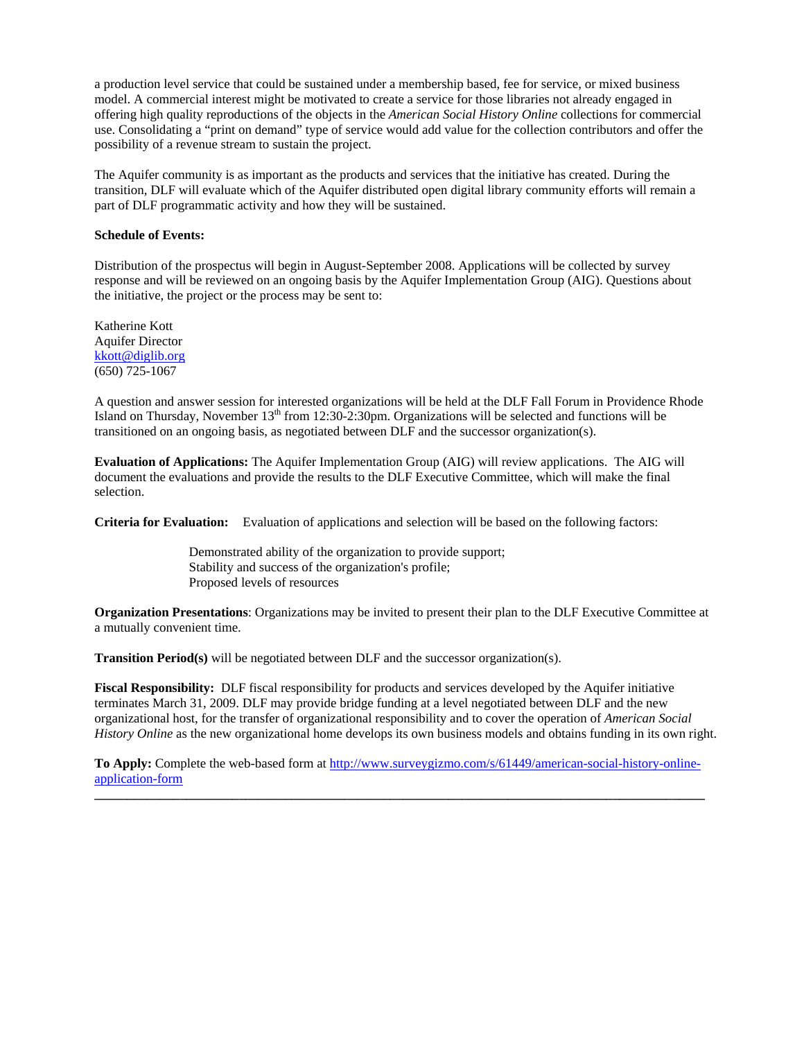a production level service that could be sustained under a membership based, fee for service, or mixed business model. A commercial interest might be motivated to create a service for those libraries not already engaged in offering high quality reproductions of the objects in the *American Social History Online* collections for commercial use. Consolidating a "print on demand" type of service would add value for the collection contributors and offer the possibility of a revenue stream to sustain the project.

The Aquifer community is as important as the products and services that the initiative has created. During the transition, DLF will evaluate which of the Aquifer distributed open digital library community efforts will remain a part of DLF programmatic activity and how they will be sustained.

**Schedule of Events:**

Distribution of the prospectus will begin in August-September 2008. Applications will be collected by survey response and will be reviewed on an ongoing basis by the Aquifer Implementation Group (AIG). Questions about the initiative, the project or the process may be sent to:

Katherine Kott
Aquifer Director
kkott@diglib.org
(650) 725-1067

A question and answer session for interested organizations will be held at the DLF Fall Forum in Providence Rhode Island on Thursday, November 13th from 12:30-2:30pm. Organizations will be selected and functions will be transitioned on an ongoing basis, as negotiated between DLF and the successor organization(s).

**Evaluation of Applications:** The Aquifer Implementation Group (AIG) will review applications. The AIG will document the evaluations and provide the results to the DLF Executive Committee, which will make the final selection.

**Criteria for Evaluation:** Evaluation of applications and selection will be based on the following factors:

- Demonstrated ability of the organization to provide support;
- Stability and success of the organization's profile;
- Proposed levels of resources

**Organization Presentations**: Organizations may be invited to present their plan to the DLF Executive Committee at a mutually convenient time.

**Transition Period(s)** will be negotiated between DLF and the successor organization(s).

**Fiscal Responsibility:** DLF fiscal responsibility for products and services developed by the Aquifer initiative terminates March 31, 2009. DLF may provide bridge funding at a level negotiated between DLF and the new organizational host, for the transfer of organizational responsibility and to cover the operation of *American Social History Online* as the new organizational home develops its own business models and obtains funding in its own right.

**To Apply:** Complete the web-based form at http://www.surveygizmo.com/s/61449/american-social-history-online-application-form

---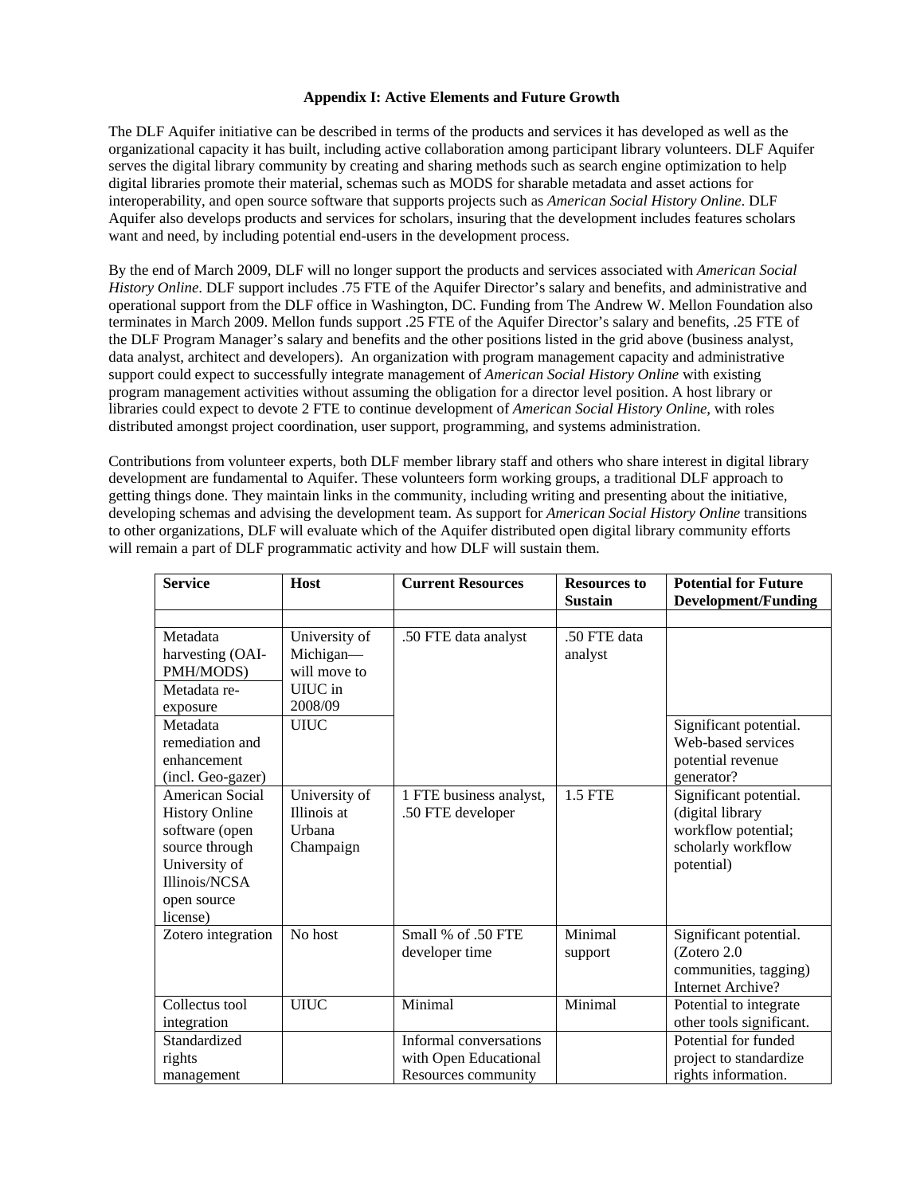### Appendix I: Active Elements and Future Growth

The DLF Aquifer initiative can be described in terms of the products and services it has developed as well as the organizational capacity it has built, including active collaboration among participant library volunteers. DLF Aquifer serves the digital library community by creating and sharing methods such as search engine optimization to help digital libraries promote their material, schemas such as MODS for sharable metadata and asset actions for interoperability, and open source software that supports projects such as *American Social History Online*. DLF Aquifer also develops products and services for scholars, insuring that the development includes features scholars want and need, by including potential end-users in the development process.

By the end of March 2009, DLF will no longer support the products and services associated with *American Social History Online*. DLF support includes .75 FTE of the Aquifer Director's salary and benefits, and administrative and operational support from the DLF office in Washington, DC. Funding from The Andrew W. Mellon Foundation also terminates in March 2009. Mellon funds support .25 FTE of the Aquifer Director's salary and benefits, .25 FTE of the DLF Program Manager's salary and benefits and the other positions listed in the grid above (business analyst, data analyst, architect and developers). An organization with program management capacity and administrative support could expect to successfully integrate management of *American Social History Online* with existing program management activities without assuming the obligation for a director level position. A host library or libraries could expect to devote 2 FTE to continue development of *American Social History Online*, with roles distributed amongst project coordination, user support, programming, and systems administration.

Contributions from volunteer experts, both DLF member library staff and others who share interest in digital library development are fundamental to Aquifer. These volunteers form working groups, a traditional DLF approach to getting things done. They maintain links in the community, including writing and presenting about the initiative, developing schemas and advising the development team. As support for *American Social History Online* transitions to other organizations, DLF will evaluate which of the Aquifer distributed open digital library community efforts will remain a part of DLF programmatic activity and how DLF will sustain them.

| Service | Host | Current Resources | Resources to Sustain | Potential for Future Development/Funding |
|---|---|---|---|---|
| | | | | |
| Metadata harvesting (OAI-PMH/MODS) | University of Michigan—will move to UIUC in 2008/09 | .50 FTE data analyst | .50 FTE data analyst | |
| Metadata re-exposure | | | | |
| Metadata remediation and enhancement (incl. Geo-gazer) | UIUC | | | Significant potential. Web-based services potential revenue generator? |
| American Social History Online software (open source through University of Illinois/NCSA open source license) | University of Illinois at Urbana Champaign | 1 FTE business analyst, .50 FTE developer | 1.5 FTE | Significant potential. (digital library workflow potential; scholarly workflow potential) |
| Zotero integration | No host | Small % of .50 FTE developer time | Minimal support | Significant potential. (Zotero 2.0 communities, tagging) Internet Archive? |
| Collectus tool integration | UIUC | Minimal | Minimal | Potential to integrate other tools significant. |
| Standardized rights management | | Informal conversations with Open Educational Resources community | | Potential for funded project to standardize rights information. |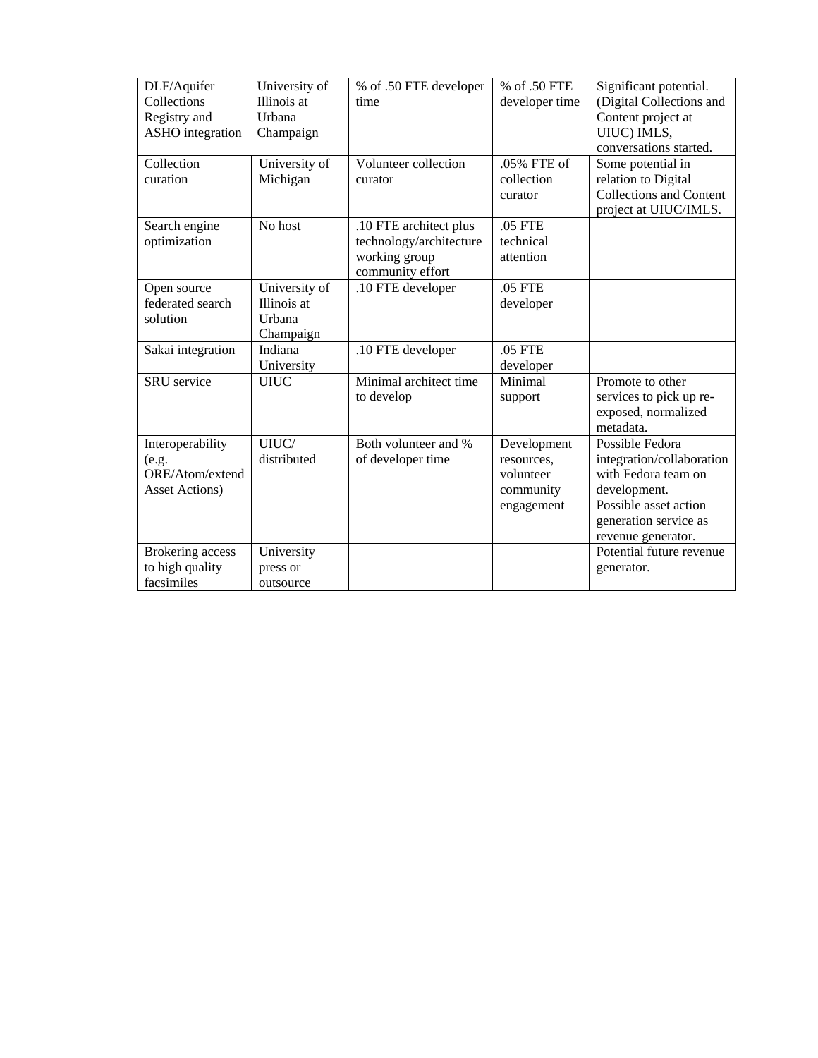| DLF/Aquifer Collections Registry and ASHO integration | University of Illinois at Urbana Champaign | % of .50 FTE developer time | % of .50 FTE developer time | Significant potential. (Digital Collections and Content project at UIUC) IMLS, conversations started. |
|---|---|---|---|---|
| Collection curation | University of Michigan | Volunteer collection curator | .05% FTE of collection curator | Some potential in relation to Digital Collections and Content project at UIUC/IMLS. |
| Search engine optimization | No host | .10 FTE architect plus technology/architecture working group community effort | .05 FTE technical attention | |
| Open source federated search solution | University of Illinois at Urbana Champaign | .10 FTE developer | .05 FTE developer | |
| Sakai integration | Indiana University | .10 FTE developer | .05 FTE developer | |
| SRU service | UIUC | Minimal architect time to develop | Minimal support | Promote to other services to pick up re-exposed, normalized metadata. |
| Interoperability (e.g. ORE/Atom/extend Asset Actions) | UIUC/ distributed | Both volunteer and % of developer time | Development resources, volunteer community engagement | Possible Fedora integration/collaboration with Fedora team on development. Possible asset action generation service as revenue generator. |
| Brokering access to high quality facsimiles | University press or outsource | | | Potential future revenue generator. |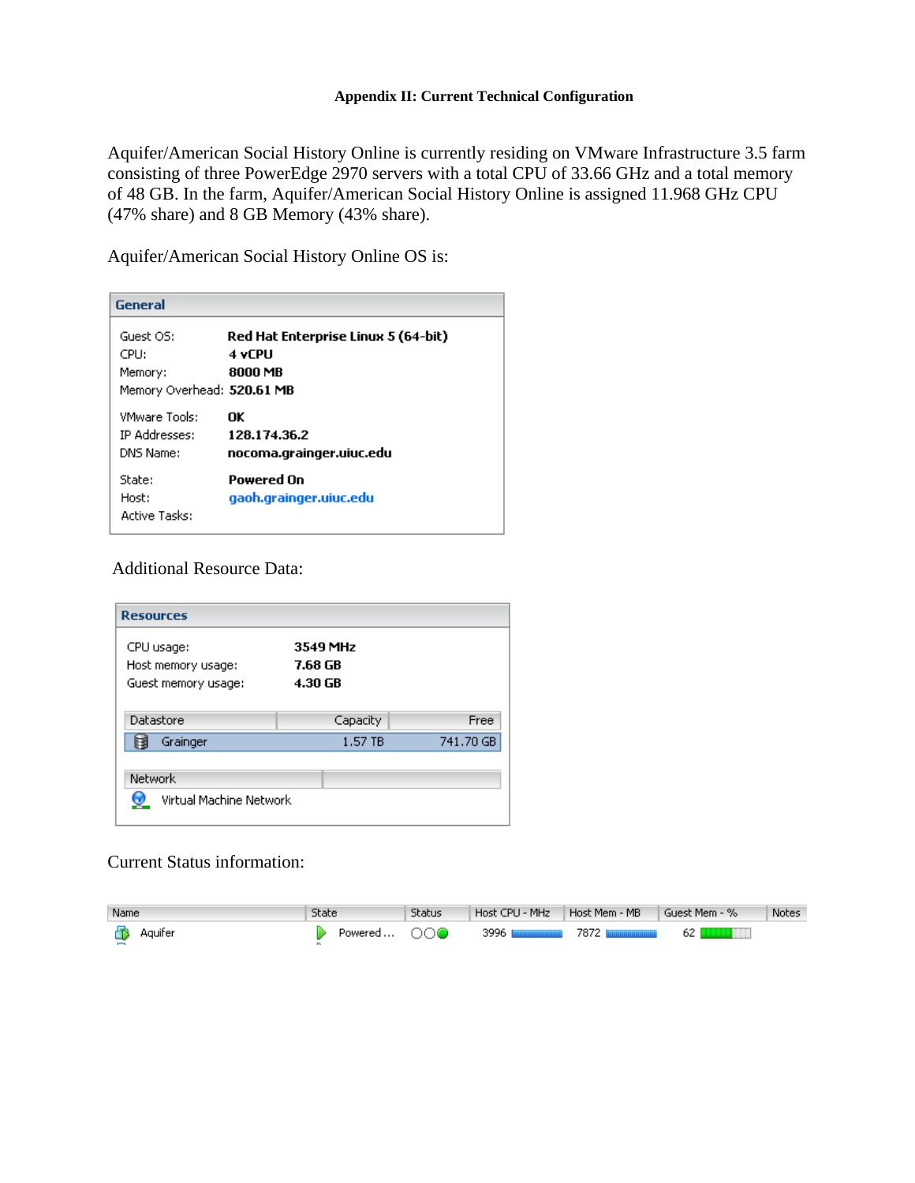### Appendix II: Current Technical Configuration

Aquifer/American Social History Online is currently residing on VMware Infrastructure 3.5 farm consisting of three PowerEdge 2970 servers with a total CPU of 33.66 GHz and a total memory of 48 GB. In the farm, Aquifer/American Social History Online is assigned 11.968 GHz CPU (47% share) and 8 GB Memory (43% share).

Aquifer/American Social History Online OS is:

**General**

| | |
|---|---|
| Guest OS: | **Red Hat Enterprise Linux 5 (64-bit)** |
| CPU: | **4 vCPU** |
| Memory: | **8000 MB** |
| Memory Overhead: | **520.61 MB** |
| VMware Tools: | **OK** |
| IP Addresses: | **128.174.36.2** |
| DNS Name: | **nocoma.grainger.uiuc.edu** |
| State: | **Powered On** |
| Host: | **gaoh.grainger.uiuc.edu** |
| Active Tasks: | |

Additional Resource Data:

**Resources**

| | |
|---|---|
| CPU usage: | **3549 MHz** |
| Host memory usage: | **7.68 GB** |
| Guest memory usage: | **4.30 GB** |

| Datastore | Capacity | Free |
|---|---|---|
| Grainger | 1.57 TB | 741.70 GB |

| Network |
|---|
| Virtual Machine Network |

Current Status information:

| Name | State | Status | Host CPU - MHz | Host Mem - MB | Guest Mem - % | Notes |
|---|---|---|---|---|---|---|
| Aquifer | Powered ... | | 3996 | 7872 | 62 | |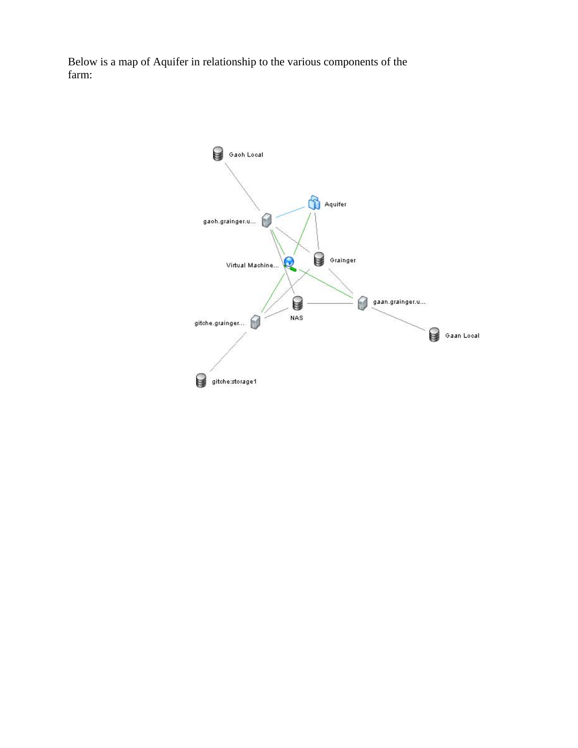Below is a map of Aquifer in relationship to the various components of the farm:

Gaoh Local

Aquifer

gaoh.grainger.u...

Grainger

Virtual Machine...

gaan.grainger.u...

NAS

gitche.grainger...

Gaan Local

gitche:storage1